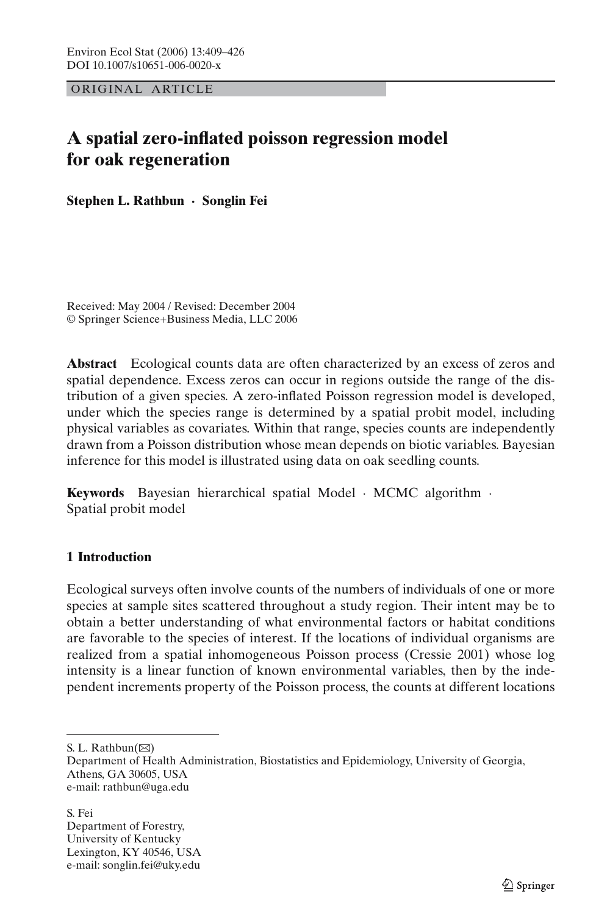ORIGINAL ARTICLE

# A spatial zero-inflated poisson regression model for oak regeneration

**Stephen L. Rathbun · Songlin Fei**

Received: May 2004 / Revised: December 2004
© Springer Science+Business Media, LLC 2006

**Abstract** Ecological counts data are often characterized by an excess of zeros and spatial dependence. Excess zeros can occur in regions outside the range of the distribution of a given species. A zero-inflated Poisson regression model is developed, under which the species range is determined by a spatial probit model, including physical variables as covariates. Within that range, species counts are independently drawn from a Poisson distribution whose mean depends on biotic variables. Bayesian inference for this model is illustrated using data on oak seedling counts.

**Keywords** Bayesian hierarchical spatial Model · MCMC algorithm · Spatial probit model

## 1 Introduction

Ecological surveys often involve counts of the numbers of individuals of one or more species at sample sites scattered throughout a study region. Their intent may be to obtain a better understanding of what environmental factors or habitat conditions are favorable to the species of interest. If the locations of individual organisms are realized from a spatial inhomogeneous Poisson process (Cressie 2001) whose log intensity is a linear function of known environmental variables, then by the independent increments property of the Poisson process, the counts at different locations

---

S. L. Rathbun(✉)
Department of Health Administration, Biostatistics and Epidemiology, University of Georgia, Athens, GA 30605, USA
e-mail: rathbun@uga.edu

S. Fei
Department of Forestry, University of Kentucky
Lexington, KY 40546, USA
e-mail: songlin.fei@uky.edu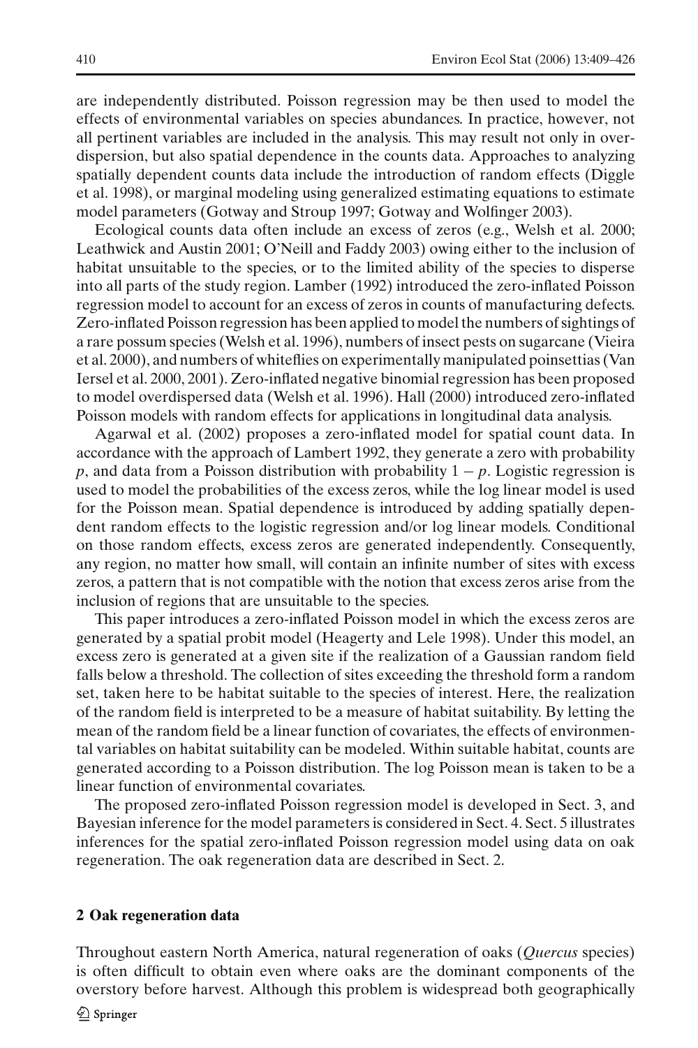are independently distributed. Poisson regression may be then used to model the effects of environmental variables on species abundances. In practice, however, not all pertinent variables are included in the analysis. This may result not only in overdispersion, but also spatial dependence in the counts data. Approaches to analyzing spatially dependent counts data include the introduction of random effects (Diggle et al. 1998), or marginal modeling using generalized estimating equations to estimate model parameters (Gotway and Stroup 1997; Gotway and Wolfinger 2003).

Ecological counts data often include an excess of zeros (e.g., Welsh et al. 2000; Leathwick and Austin 2001; O'Neill and Faddy 2003) owing either to the inclusion of habitat unsuitable to the species, or to the limited ability of the species to disperse into all parts of the study region. Lamber (1992) introduced the zero-inflated Poisson regression model to account for an excess of zeros in counts of manufacturing defects. Zero-inflated Poisson regression has been applied to model the numbers of sightings of a rare possum species (Welsh et al. 1996), numbers of insect pests on sugarcane (Vieira et al. 2000), and numbers of whiteflies on experimentally manipulated poinsettias (Van Iersel et al. 2000, 2001). Zero-inflated negative binomial regression has been proposed to model overdispersed data (Welsh et al. 1996). Hall (2000) introduced zero-inflated Poisson models with random effects for applications in longitudinal data analysis.

Agarwal et al. (2002) proposes a zero-inflated model for spatial count data. In accordance with the approach of Lambert 1992, they generate a zero with probability $p$, and data from a Poisson distribution with probability $1 - p$. Logistic regression is used to model the probabilities of the excess zeros, while the log linear model is used for the Poisson mean. Spatial dependence is introduced by adding spatially dependent random effects to the logistic regression and/or log linear models. Conditional on those random effects, excess zeros are generated independently. Consequently, any region, no matter how small, will contain an infinite number of sites with excess zeros, a pattern that is not compatible with the notion that excess zeros arise from the inclusion of regions that are unsuitable to the species.

This paper introduces a zero-inflated Poisson model in which the excess zeros are generated by a spatial probit model (Heagerty and Lele 1998). Under this model, an excess zero is generated at a given site if the realization of a Gaussian random field falls below a threshold. The collection of sites exceeding the threshold form a random set, taken here to be habitat suitable to the species of interest. Here, the realization of the random field is interpreted to be a measure of habitat suitability. By letting the mean of the random field be a linear function of covariates, the effects of environmental variables on habitat suitability can be modeled. Within suitable habitat, counts are generated according to a Poisson distribution. The log Poisson mean is taken to be a linear function of environmental covariates.

The proposed zero-inflated Poisson regression model is developed in Sect. 3, and Bayesian inference for the model parameters is considered in Sect. 4. Sect. 5 illustrates inferences for the spatial zero-inflated Poisson regression model using data on oak regeneration. The oak regeneration data are described in Sect. 2.

## 2 Oak regeneration data

Throughout eastern North America, natural regeneration of oaks (*Quercus* species) is often difficult to obtain even where oaks are the dominant components of the overstory before harvest. Although this problem is widespread both geographically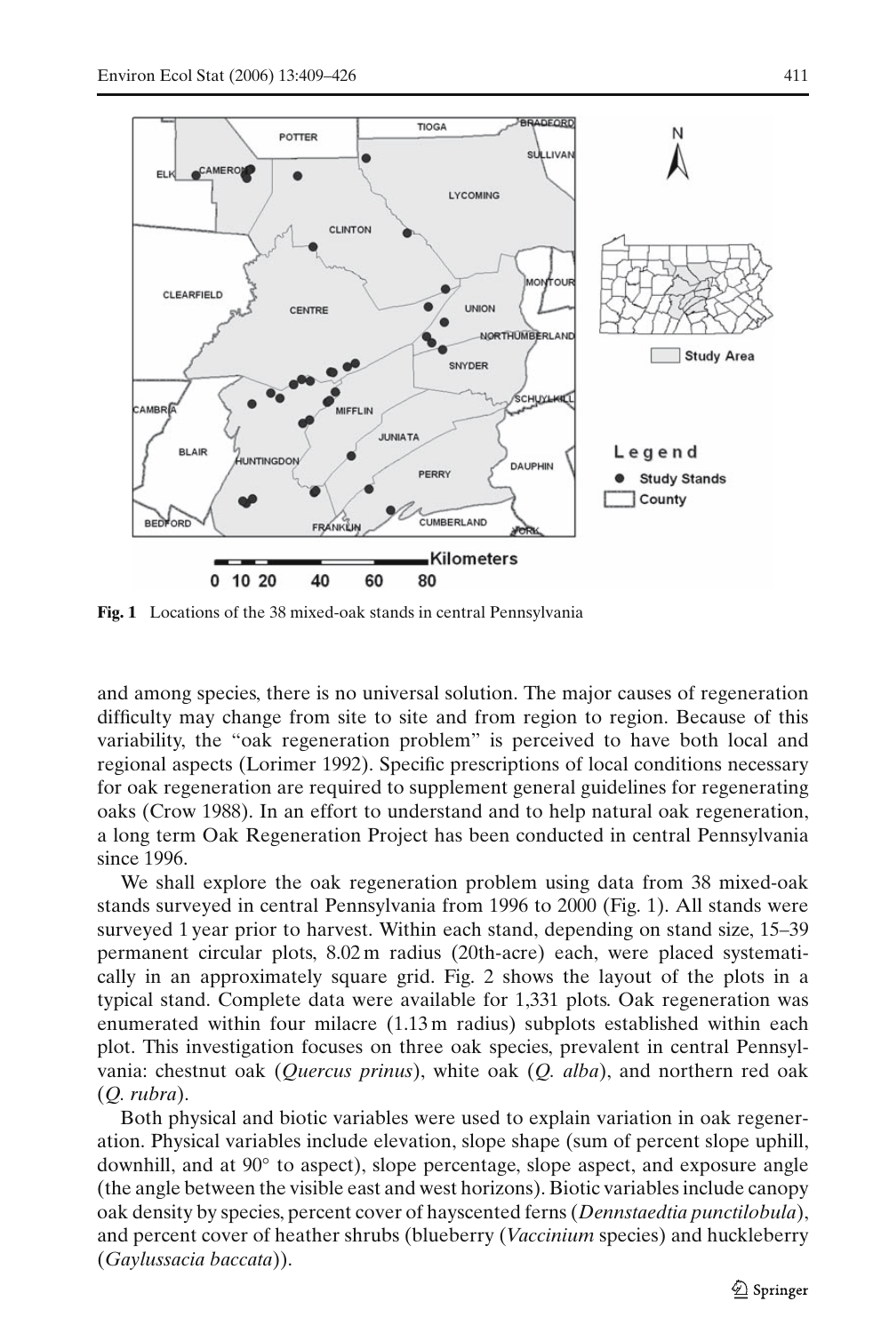**Fig. 1** Locations of the 38 mixed-oak stands in central Pennsylvania

and among species, there is no universal solution. The major causes of regeneration difficulty may change from site to site and from region to region. Because of this variability, the "oak regeneration problem" is perceived to have both local and regional aspects (Lorimer 1992). Specific prescriptions of local conditions necessary for oak regeneration are required to supplement general guidelines for regenerating oaks (Crow 1988). In an effort to understand and to help natural oak regeneration, a long term Oak Regeneration Project has been conducted in central Pennsylvania since 1996.

We shall explore the oak regeneration problem using data from 38 mixed-oak stands surveyed in central Pennsylvania from 1996 to 2000 (Fig. 1). All stands were surveyed 1 year prior to harvest. Within each stand, depending on stand size, 15–39 permanent circular plots, 8.02 m radius (20th-acre) each, were placed systematically in an approximately square grid. Fig. 2 shows the layout of the plots in a typical stand. Complete data were available for 1,331 plots. Oak regeneration was enumerated within four milacre (1.13 m radius) subplots established within each plot. This investigation focuses on three oak species, prevalent in central Pennsylvania: chestnut oak (*Quercus prinus*), white oak (*Q. alba*), and northern red oak (*Q. rubra*).

Both physical and biotic variables were used to explain variation in oak regeneration. Physical variables include elevation, slope shape (sum of percent slope uphill, downhill, and at 90° to aspect), slope percentage, slope aspect, and exposure angle (the angle between the visible east and west horizons). Biotic variables include canopy oak density by species, percent cover of hayscented ferns (*Dennstaedtia punctilobula*), and percent cover of heather shrubs (blueberry (*Vaccinium* species) and huckleberry (*Gaylussacia baccata*)).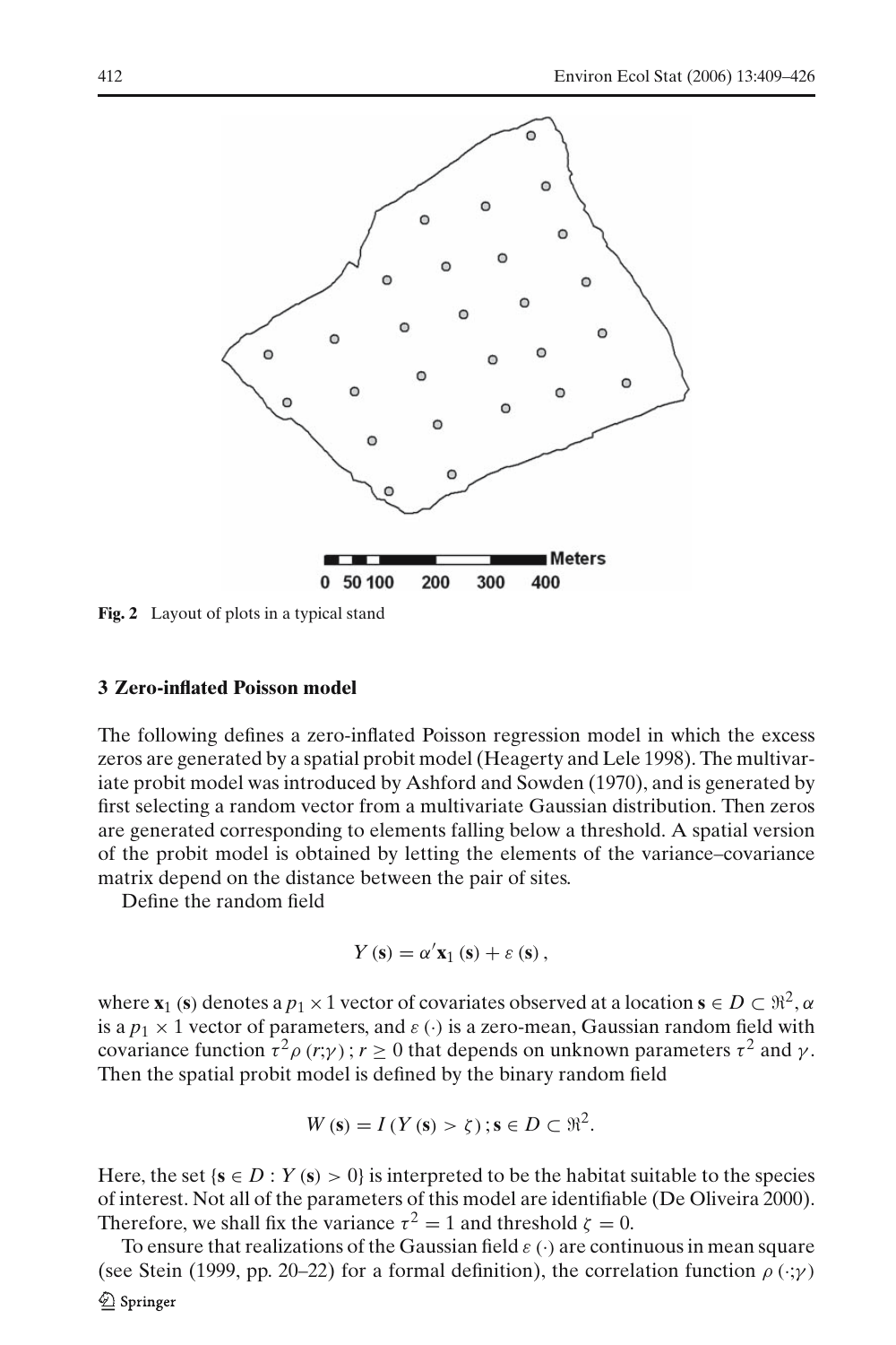**Fig. 2** Layout of plots in a typical stand

### 3 Zero-inflated Poisson model

The following defines a zero-inflated Poisson regression model in which the excess zeros are generated by a spatial probit model (Heagerty and Lele 1998). The multivariate probit model was introduced by Ashford and Sowden (1970), and is generated by first selecting a random vector from a multivariate Gaussian distribution. Then zeros are generated corresponding to elements falling below a threshold. A spatial version of the probit model is obtained by letting the elements of the variance–covariance matrix depend on the distance between the pair of sites.

Define the random field

$$Y(\mathbf{s}) = \alpha' \mathbf{x}_1(\mathbf{s}) + \varepsilon(\mathbf{s}),$$

where $\mathbf{x}_1(\mathbf{s})$ denotes a $p_1 \times 1$ vector of covariates observed at a location $\mathbf{s} \in D \subset \Re^2$, $\alpha$ is a $p_1 \times 1$ vector of parameters, and $\varepsilon(\cdot)$ is a zero-mean, Gaussian random field with covariance function $\tau^2 \rho(r;\gamma)$; $r \geq 0$ that depends on unknown parameters $\tau^2$ and $\gamma$. Then the spatial probit model is defined by the binary random field

$$W(\mathbf{s}) = I(Y(\mathbf{s}) > \zeta); \mathbf{s} \in D \subset \Re^2.$$

Here, the set $\{\mathbf{s} \in D : Y(\mathbf{s}) > 0\}$ is interpreted to be the habitat suitable to the species of interest. Not all of the parameters of this model are identifiable (De Oliveira 2000). Therefore, we shall fix the variance $\tau^2 = 1$ and threshold $\zeta = 0$.

To ensure that realizations of the Gaussian field $\varepsilon(\cdot)$ are continuous in mean square (see Stein (1999, pp. 20–22) for a formal definition), the correlation function $\rho(\cdot;\gamma)$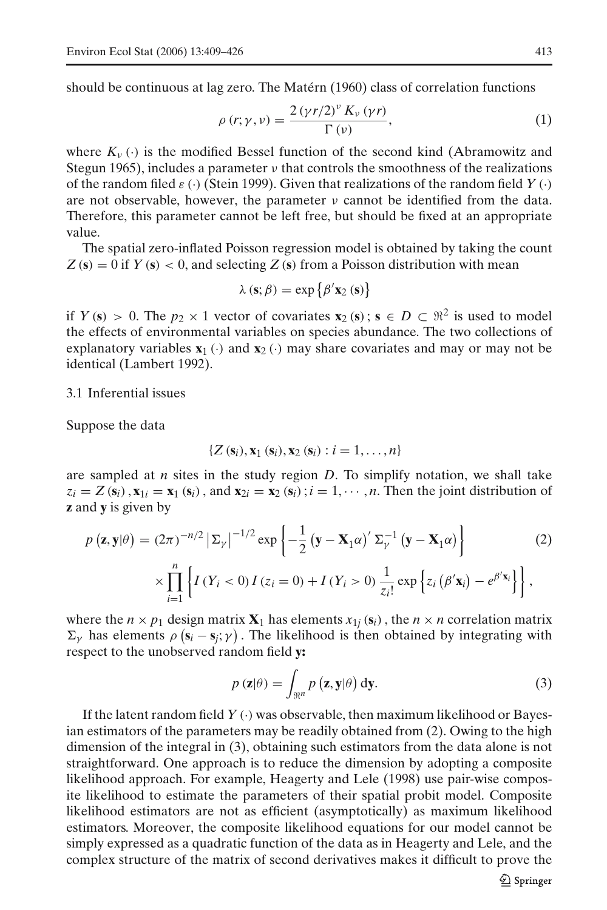should be continuous at lag zero. The Matérn (1960) class of correlation functions

$$\rho(r;\gamma,\nu) = \frac{2(\gamma r/2)^{\nu} K_{\nu}(\gamma r)}{\Gamma(\nu)}, \tag{1}$$

where $K_{\nu}(\cdot)$ is the modified Bessel function of the second kind (Abramowitz and Stegun 1965), includes a parameter $\nu$ that controls the smoothness of the realizations of the random filed $\varepsilon(\cdot)$ (Stein 1999). Given that realizations of the random field $Y(\cdot)$ are not observable, however, the parameter $\nu$ cannot be identified from the data. Therefore, this parameter cannot be left free, but should be fixed at an appropriate value.

The spatial zero-inflated Poisson regression model is obtained by taking the count $Z(\mathbf{s}) = 0$ if $Y(\mathbf{s}) < 0$, and selecting $Z(\mathbf{s})$ from a Poisson distribution with mean

$$\lambda(\mathbf{s};\beta) = \exp\left\{\beta'\mathbf{x}_2(\mathbf{s})\right\}$$

if $Y(\mathbf{s}) > 0$. The $p_2 \times 1$ vector of covariates $\mathbf{x}_2(\mathbf{s}); \mathbf{s} \in D \subset \Re^2$ is used to model the effects of environmental variables on species abundance. The two collections of explanatory variables $\mathbf{x}_1(\cdot)$ and $\mathbf{x}_2(\cdot)$ may share covariates and may or may not be identical (Lambert 1992).

### 3.1 Inferential issues

Suppose the data

$$\{Z(\mathbf{s}_i), \mathbf{x}_1(\mathbf{s}_i), \mathbf{x}_2(\mathbf{s}_i) : i = 1, \ldots, n\}$$

are sampled at $n$ sites in the study region $D$. To simplify notation, we shall take $z_i = Z(\mathbf{s}_i), \mathbf{x}_{1i} = \mathbf{x}_1(\mathbf{s}_i)$, and $\mathbf{x}_{2i} = \mathbf{x}_2(\mathbf{s}_i); i = 1, \cdots, n$. Then the joint distribution of $\mathbf{z}$ and $\mathbf{y}$ is given by

$$\begin{aligned} p(\mathbf{z}, \mathbf{y}|\theta) = {} & (2\pi)^{-n/2} \left|\Sigma_{\gamma}\right|^{-1/2} \exp\left\{-\frac{1}{2}\left(\mathbf{y} - \mathbf{X}_1\alpha\right)' \Sigma_{\gamma}^{-1} \left(\mathbf{y} - \mathbf{X}_1\alpha\right)\right\} \\ & \times \prod_{i=1}^{n} \left\{ I(Y_i < 0)\, I(z_i = 0) + I(Y_i > 0) \frac{1}{z_i!} \exp\left\{z_i\left(\beta'\mathbf{x}_i\right) - e^{\beta'\mathbf{x}_i}\right\}\right\}, \end{aligned} \tag{2}$$

where the $n \times p_1$ design matrix $\mathbf{X}_1$ has elements $x_{1j}(\mathbf{s}_i)$, the $n \times n$ correlation matrix $\Sigma_{\gamma}$ has elements $\rho\left(\mathbf{s}_i - \mathbf{s}_j; \gamma\right)$. The likelihood is then obtained by integrating with respect to the unobserved random field **y:**

$$p(\mathbf{z}|\theta) = \int_{\Re^n} p\left(\mathbf{z}, \mathbf{y}|\theta\right) \mathrm{d}\mathbf{y}. \tag{3}$$

If the latent random field $Y(\cdot)$ was observable, then maximum likelihood or Bayesian estimators of the parameters may be readily obtained from (2). Owing to the high dimension of the integral in (3), obtaining such estimators from the data alone is not straightforward. One approach is to reduce the dimension by adopting a composite likelihood approach. For example, Heagerty and Lele (1998) use pair-wise composite likelihood to estimate the parameters of their spatial probit model. Composite likelihood estimators are not as efficient (asymptotically) as maximum likelihood estimators. Moreover, the composite likelihood equations for our model cannot be simply expressed as a quadratic function of the data as in Heagerty and Lele, and the complex structure of the matrix of second derivatives makes it difficult to prove the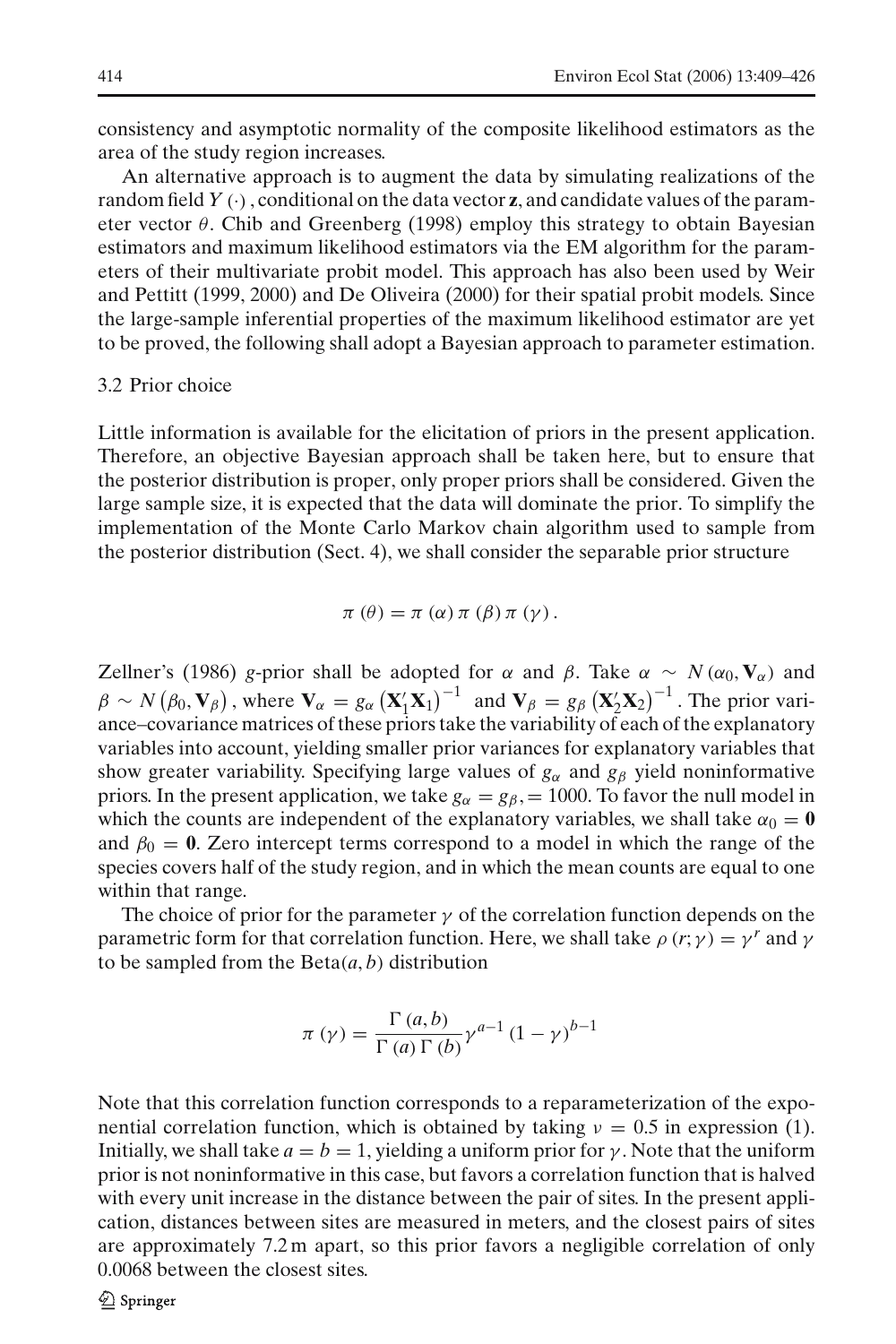consistency and asymptotic normality of the composite likelihood estimators as the area of the study region increases.

An alternative approach is to augment the data by simulating realizations of the random field $Y(\cdot)$, conditional on the data vector $\mathbf{z}$, and candidate values of the parameter vector $\theta$. Chib and Greenberg (1998) employ this strategy to obtain Bayesian estimators and maximum likelihood estimators via the EM algorithm for the parameters of their multivariate probit model. This approach has also been used by Weir and Pettitt (1999, 2000) and De Oliveira (2000) for their spatial probit models. Since the large-sample inferential properties of the maximum likelihood estimator are yet to be proved, the following shall adopt a Bayesian approach to parameter estimation.

### 3.2 Prior choice

Little information is available for the elicitation of priors in the present application. Therefore, an objective Bayesian approach shall be taken here, but to ensure that the posterior distribution is proper, only proper priors shall be considered. Given the large sample size, it is expected that the data will dominate the prior. To simplify the implementation of the Monte Carlo Markov chain algorithm used to sample from the posterior distribution (Sect. 4), we shall consider the separable prior structure

$$\pi(\theta) = \pi(\alpha)\,\pi(\beta)\,\pi(\gamma).$$

Zellner's (1986) $g$-prior shall be adopted for $\alpha$ and $\beta$. Take $\alpha \sim N(\alpha_0, \mathbf{V}_\alpha)$ and $\beta \sim N(\beta_0, \mathbf{V}_\beta)$, where $\mathbf{V}_\alpha = g_\alpha \left(\mathbf{X}_1'\mathbf{X}_1\right)^{-1}$ and $\mathbf{V}_\beta = g_\beta \left(\mathbf{X}_2'\mathbf{X}_2\right)^{-1}$. The prior variance–covariance matrices of these priors take the variability of each of the explanatory variables into account, yielding smaller prior variances for explanatory variables that show greater variability. Specifying large values of $g_\alpha$ and $g_\beta$ yield noninformative priors. In the present application, we take $g_\alpha = g_\beta, = 1000$. To favor the null model in which the counts are independent of the explanatory variables, we shall take $\alpha_0 = \mathbf{0}$ and $\beta_0 = \mathbf{0}$. Zero intercept terms correspond to a model in which the range of the species covers half of the study region, and in which the mean counts are equal to one within that range.

The choice of prior for the parameter $\gamma$ of the correlation function depends on the parametric form for that correlation function. Here, we shall take $\rho(r;\gamma) = \gamma^r$ and $\gamma$ to be sampled from the Beta$(a, b)$ distribution

$$\pi(\gamma) = \frac{\Gamma(a,b)}{\Gamma(a)\,\Gamma(b)}\gamma^{a-1}(1-\gamma)^{b-1}$$

Note that this correlation function corresponds to a reparameterization of the exponential correlation function, which is obtained by taking $\nu = 0.5$ in expression (1). Initially, we shall take $a = b = 1$, yielding a uniform prior for $\gamma$. Note that the uniform prior is not noninformative in this case, but favors a correlation function that is halved with every unit increase in the distance between the pair of sites. In the present application, distances between sites are measured in meters, and the closest pairs of sites are approximately 7.2 m apart, so this prior favors a negligible correlation of only 0.0068 between the closest sites.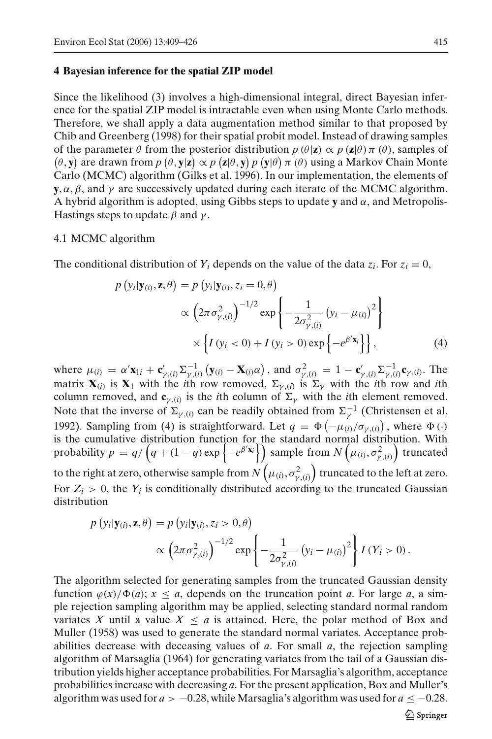## 4 Bayesian inference for the spatial ZIP model

Since the likelihood (3) involves a high-dimensional integral, direct Bayesian inference for the spatial ZIP model is intractable even when using Monte Carlo methods. Therefore, we shall apply a data augmentation method similar to that proposed by Chib and Greenberg (1998) for their spatial probit model. Instead of drawing samples of the parameter $\theta$ from the posterior distribution $p(\theta|\mathbf{z}) \propto p(\mathbf{z}|\theta)\,\pi(\theta)$, samples of $(\theta, \mathbf{y})$ are drawn from $p(\theta, \mathbf{y}|\mathbf{z}) \propto p(\mathbf{z}|\theta, \mathbf{y})\,p(\mathbf{y}|\theta)\,\pi(\theta)$ using a Markov Chain Monte Carlo (MCMC) algorithm (Gilks et al. 1996). In our implementation, the elements of $\mathbf{y}, \alpha, \beta$, and $\gamma$ are successively updated during each iterate of the MCMC algorithm. A hybrid algorithm is adopted, using Gibbs steps to update $\mathbf{y}$ and $\alpha$, and Metropolis-Hastings steps to update $\beta$ and $\gamma$.

### 4.1 MCMC algorithm

The conditional distribution of $Y_i$ depends on the value of the data $z_i$. For $z_i = 0$,

$$
\begin{aligned}
p\left(y_i|\mathbf{y}_{(i)}, \mathbf{z}, \theta\right) &= p\left(y_i|\mathbf{y}_{(i)}, z_i = 0, \theta\right) \\
&\propto \left(2\pi\sigma^2_{\gamma,(i)}\right)^{-1/2} \exp\left\{-\frac{1}{2\sigma^2_{\gamma,(i)}}\left(y_i - \mu_{(i)}\right)^2\right\} \\
&\quad \times \left\{I\left(y_i < 0\right) + I\left(y_i > 0\right)\exp\left\{-e^{\beta'\mathbf{x}_i}\right\}\right\}, \qquad (4)
\end{aligned}
$$

where $\mu_{(i)} = \alpha'\mathbf{x}_{1i} + \mathbf{c}'_{\gamma,(i)}\Sigma^{-1}_{\gamma,(i)}\left(\mathbf{y}_{(i)} - \mathbf{X}_{(i)}\alpha\right)$, and $\sigma^2_{\gamma,(i)} = 1 - \mathbf{c}'_{\gamma,(i)}\Sigma^{-1}_{\gamma,(i)}\mathbf{c}_{\gamma,(i)}$. The matrix $\mathbf{X}_{(i)}$ is $\mathbf{X}_1$ with the $i$th row removed, $\Sigma_{\gamma,(i)}$ is $\Sigma_\gamma$ with the $i$th row and $i$th column removed, and $\mathbf{c}_{\gamma,(i)}$ is the $i$th column of $\Sigma_\gamma$ with the $i$th element removed. Note that the inverse of $\Sigma_{\gamma,(i)}$ can be readily obtained from $\Sigma^{-1}_\gamma$ (Christensen et al. 1992). Sampling from (4) is straightforward. Let $q = \Phi\left(-\mu_{(i)}/\sigma_{\gamma,(i)}\right)$, where $\Phi(\cdot)$ is the cumulative distribution function for the standard normal distribution. With probability $p = q/\left(q + (1-q)\exp\left\{-e^{\beta'\mathbf{x}_i}\right\}\right)$ sample from $N\left(\mu_{(i)}, \sigma^2_{\gamma,(i)}\right)$ truncated to the right at zero, otherwise sample from $N\left(\mu_{(i)}, \sigma^2_{\gamma,(i)}\right)$ truncated to the left at zero. For $Z_i > 0$, the $Y_i$ is conditionally distributed according to the truncated Gaussian distribution

$$
\begin{aligned}
p\left(y_i|\mathbf{y}_{(i)}, \mathbf{z}, \theta\right) &= p\left(y_i|\mathbf{y}_{(i)}, z_i > 0, \theta\right) \\
&\propto \left(2\pi\sigma^2_{\gamma,(i)}\right)^{-1/2} \exp\left\{-\frac{1}{2\sigma^2_{\gamma,(i)}}\left(y_i - \mu_{(i)}\right)^2\right\} I\left(Y_i > 0\right).
\end{aligned}
$$

The algorithm selected for generating samples from the truncated Gaussian density function $\varphi(x)/\Phi(a);\ x \leq a$, depends on the truncation point $a$. For large $a$, a simple rejection sampling algorithm may be applied, selecting standard normal random variates $X$ until a value $X \leq a$ is attained. Here, the polar method of Box and Muller (1958) was used to generate the standard normal variates. Acceptance probabilities decrease with deceasing values of $a$. For small $a$, the rejection sampling algorithm of Marsaglia (1964) for generating variates from the tail of a Gaussian distribution yields higher acceptance probabilities. For Marsaglia's algorithm, acceptance probabilities increase with decreasing $a$. For the present application, Box and Muller's algorithm was used for $a > -0.28$, while Marsaglia's algorithm was used for $a \leq -0.28$.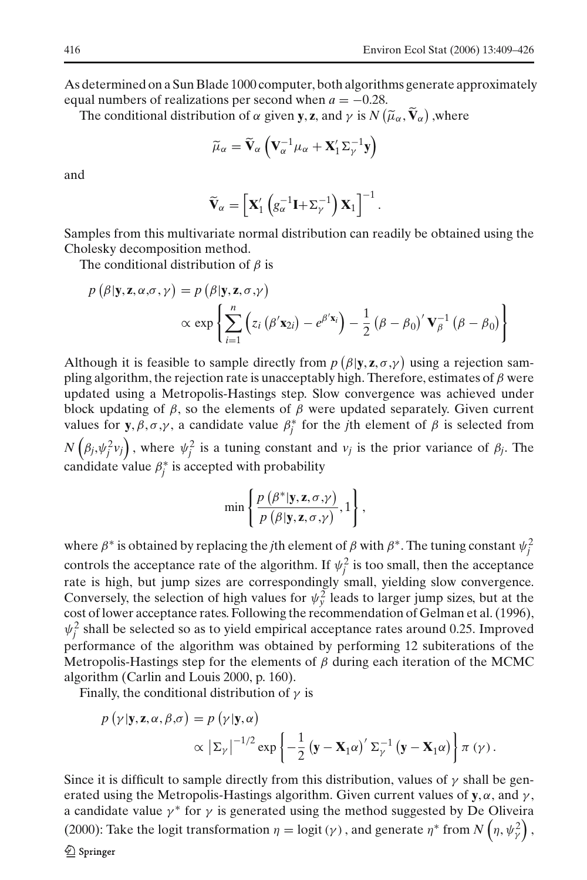As determined on a Sun Blade 1000 computer, both algorithms generate approximately equal numbers of realizations per second when $a = -0.28$.

The conditional distribution of $\alpha$ given $\mathbf{y}, \mathbf{z}$, and $\gamma$ is $N\left(\widetilde{\mu}_\alpha, \widetilde{\mathbf{V}}_\alpha\right)$ ,where

$$\widetilde{\mu}_\alpha = \widetilde{\mathbf{V}}_\alpha \left(\mathbf{V}_\alpha^{-1}\mu_\alpha + \mathbf{X}_1' \Sigma_\gamma^{-1}\mathbf{y}\right)$$

and

$$\widetilde{\mathbf{V}}_\alpha = \left[\mathbf{X}_1' \left(g_\alpha^{-1}\mathbf{I}+\Sigma_\gamma^{-1}\right)\mathbf{X}_1\right]^{-1}.$$

Samples from this multivariate normal distribution can readily be obtained using the Cholesky decomposition method.

The conditional distribution of $\beta$ is

$$p\left(\beta|\mathbf{y}, \mathbf{z}, \alpha, \sigma, \gamma\right) = p\left(\beta|\mathbf{y}, \mathbf{z}, \sigma, \gamma\right)$$
$$\propto \exp\left\{\sum_{i=1}^{n}\left(z_i\left(\beta'\mathbf{x}_{2i}\right) - e^{\beta'\mathbf{x}_i}\right) - \frac{1}{2}\left(\beta - \beta_0\right)' \mathbf{V}_\beta^{-1}\left(\beta - \beta_0\right)\right\}$$

Although it is feasible to sample directly from $p\left(\beta|\mathbf{y}, \mathbf{z}, \sigma, \gamma\right)$ using a rejection sampling algorithm, the rejection rate is unacceptably high. Therefore, estimates of $\beta$ were updated using a Metropolis-Hastings step. Slow convergence was achieved under block updating of $\beta$, so the elements of $\beta$ were updated separately. Given current values for $\mathbf{y}, \beta, \sigma, \gamma$, a candidate value $\beta_j^*$ for the $j$th element of $\beta$ is selected from $N\left(\beta_j, \psi_j^2 v_j\right)$, where $\psi_j^2$ is a tuning constant and $v_j$ is the prior variance of $\beta_j$. The candidate value $\beta_j^*$ is accepted with probability

$$\min\left\{\frac{p\left(\beta^*|\mathbf{y}, \mathbf{z}, \sigma, \gamma\right)}{p\left(\beta|\mathbf{y}, \mathbf{z}, \sigma, \gamma\right)}, 1\right\},$$

where $\beta^*$ is obtained by replacing the $j$th element of $\beta$ with $\beta^*$. The tuning constant $\psi_j^2$ controls the acceptance rate of the algorithm. If $\psi_j^2$ is too small, then the acceptance rate is high, but jump sizes are correspondingly small, yielding slow convergence. Conversely, the selection of high values for $\psi_y^2$ leads to larger jump sizes, but at the cost of lower acceptance rates. Following the recommendation of Gelman et al. (1996), $\psi_j^2$ shall be selected so as to yield empirical acceptance rates around 0.25. Improved performance of the algorithm was obtained by performing 12 subiterations of the Metropolis-Hastings step for the elements of $\beta$ during each iteration of the MCMC algorithm (Carlin and Louis 2000, p. 160).

Finally, the conditional distribution of $\gamma$ is

$$p\left(\gamma|\mathbf{y}, \mathbf{z}, \alpha, \beta, \sigma\right) = p\left(\gamma|\mathbf{y}, \alpha\right)$$
$$\propto \left|\Sigma_\gamma\right|^{-1/2} \exp\left\{-\frac{1}{2}\left(\mathbf{y} - \mathbf{X}_1\alpha\right)' \Sigma_\gamma^{-1}\left(\mathbf{y} - \mathbf{X}_1\alpha\right)\right\}\pi\left(\gamma\right).$$

Since it is difficult to sample directly from this distribution, values of $\gamma$ shall be generated using the Metropolis-Hastings algorithm. Given current values of $\mathbf{y}, \alpha$, and $\gamma$, a candidate value $\gamma^*$ for $\gamma$ is generated using the method suggested by De Oliveira (2000): Take the logit transformation $\eta = \text{logit}\left(\gamma\right)$, and generate $\eta^*$ from $N\left(\eta, \psi_\gamma^2\right)$,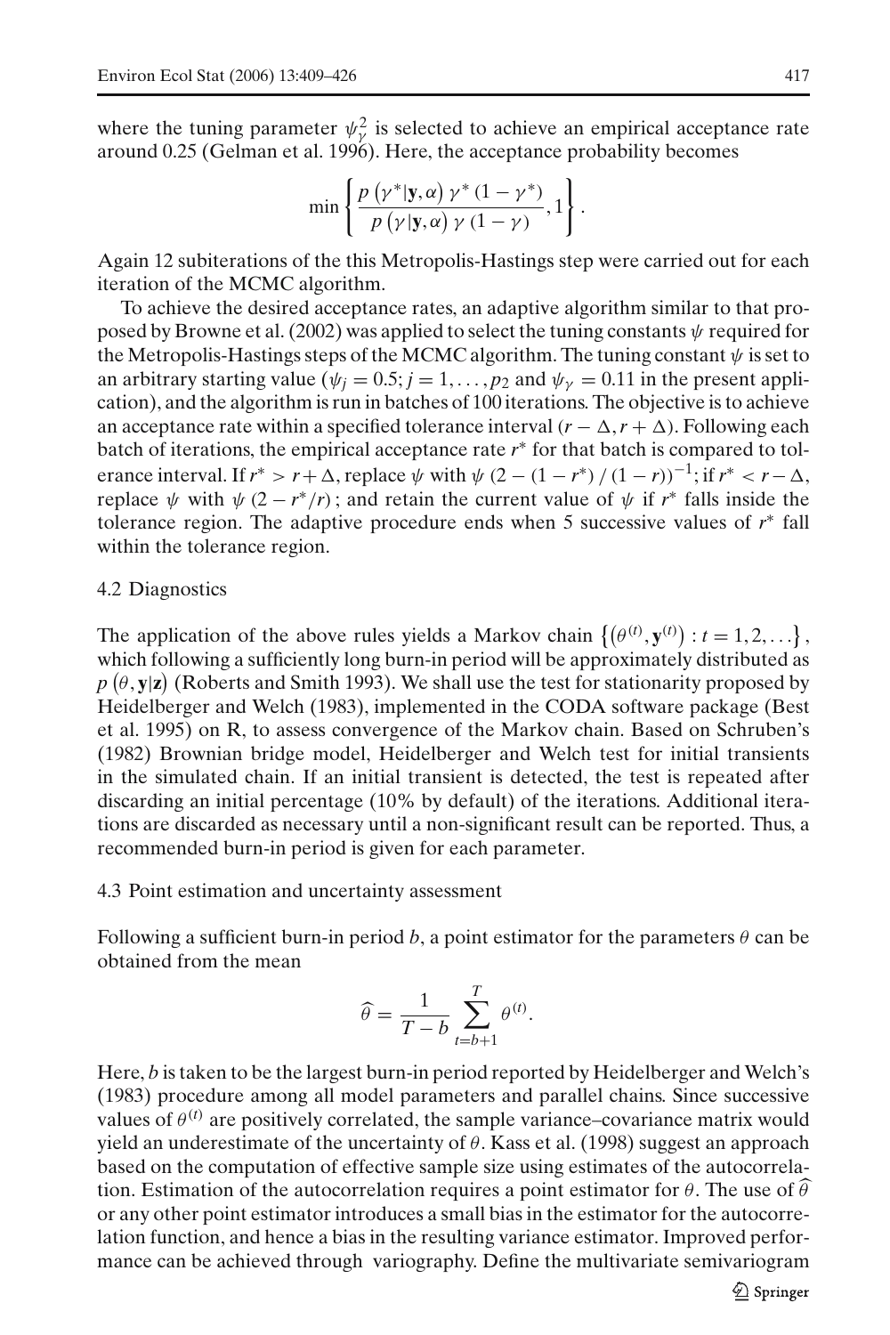where the tuning parameter $\psi_\gamma^2$ is selected to achieve an empirical acceptance rate around 0.25 (Gelman et al. 1996). Here, the acceptance probability becomes

$$\min\left\{\frac{p\left(\gamma^*|\mathbf{y},\alpha\right)\gamma^*\left(1-\gamma^*\right)}{p\left(\gamma|\mathbf{y},\alpha\right)\gamma\left(1-\gamma\right)},1\right\}.$$

Again 12 subiterations of the this Metropolis-Hastings step were carried out for each iteration of the MCMC algorithm.

To achieve the desired acceptance rates, an adaptive algorithm similar to that proposed by Browne et al. (2002) was applied to select the tuning constants $\psi$ required for the Metropolis-Hastings steps of the MCMC algorithm. The tuning constant $\psi$ is set to an arbitrary starting value ($\psi_j = 0.5; j = 1,\ldots,p_2$ and $\psi_\gamma = 0.11$ in the present application), and the algorithm is run in batches of 100 iterations. The objective is to achieve an acceptance rate within a specified tolerance interval $(r-\Delta, r+\Delta)$. Following each batch of iterations, the empirical acceptance rate $r^*$ for that batch is compared to tolerance interval. If $r^* > r+\Delta$, replace $\psi$ with $\psi\left(2-(1-r^*)/(1-r)\right)^{-1}$; if $r^* < r-\Delta$, replace $\psi$ with $\psi\left(2-r^*/r\right)$; and retain the current value of $\psi$ if $r^*$ falls inside the tolerance region. The adaptive procedure ends when 5 successive values of $r^*$ fall within the tolerance region.

## 4.2 Diagnostics

The application of the above rules yields a Markov chain $\left\{\left(\theta^{(t)},\mathbf{y}^{(t)}\right): t = 1,2,\ldots\right\}$, which following a sufficiently long burn-in period will be approximately distributed as $p\left(\theta,\mathbf{y}|\mathbf{z}\right)$ (Roberts and Smith 1993). We shall use the test for stationarity proposed by Heidelberger and Welch (1983), implemented in the CODA software package (Best et al. 1995) on R, to assess convergence of the Markov chain. Based on Schruben's (1982) Brownian bridge model, Heidelberger and Welch test for initial transients in the simulated chain. If an initial transient is detected, the test is repeated after discarding an initial percentage (10% by default) of the iterations. Additional iterations are discarded as necessary until a non-significant result can be reported. Thus, a recommended burn-in period is given for each parameter.

## 4.3 Point estimation and uncertainty assessment

Following a sufficient burn-in period $b$, a point estimator for the parameters $\theta$ can be obtained from the mean

$$\widehat{\theta} = \frac{1}{T-b}\sum_{t=b+1}^{T}\theta^{(t)}.$$

Here, $b$ is taken to be the largest burn-in period reported by Heidelberger and Welch's (1983) procedure among all model parameters and parallel chains. Since successive values of $\theta^{(t)}$ are positively correlated, the sample variance–covariance matrix would yield an underestimate of the uncertainty of $\theta$. Kass et al. (1998) suggest an approach based on the computation of effective sample size using estimates of the autocorrelation. Estimation of the autocorrelation requires a point estimator for $\theta$. The use of $\widehat{\theta}$ or any other point estimator introduces a small bias in the estimator for the autocorrelation function, and hence a bias in the resulting variance estimator. Improved performance can be achieved through variography. Define the multivariate semivariogram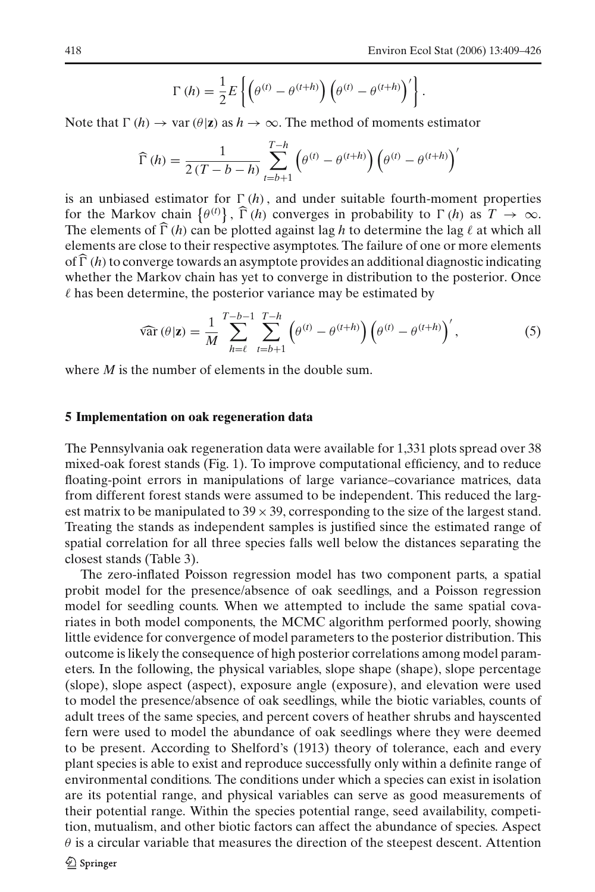$$\Gamma(h) = \frac{1}{2} E\left\{ \left(\theta^{(t)} - \theta^{(t+h)}\right) \left(\theta^{(t)} - \theta^{(t+h)}\right)' \right\}.$$

Note that $\Gamma(h) \to \mathrm{var}(\theta|\mathbf{z})$ as $h \to \infty$. The method of moments estimator

$$\widehat{\Gamma}(h) = \frac{1}{2(T-b-h)} \sum_{t=b+1}^{T-h} \left(\theta^{(t)} - \theta^{(t+h)}\right) \left(\theta^{(t)} - \theta^{(t+h)}\right)'$$

is an unbiased estimator for $\Gamma(h)$, and under suitable fourth-moment properties for the Markov chain $\{\theta^{(t)}\}$, $\widehat{\Gamma}(h)$ converges in probability to $\Gamma(h)$ as $T \to \infty$. The elements of $\widehat{\Gamma}(h)$ can be plotted against lag $h$ to determine the lag $\ell$ at which all elements are close to their respective asymptotes. The failure of one or more elements of $\widehat{\Gamma}(h)$ to converge towards an asymptote provides an additional diagnostic indicating whether the Markov chain has yet to converge in distribution to the posterior. Once $\ell$ has been determine, the posterior variance may be estimated by

$$\widehat{\mathrm{var}}(\theta|\mathbf{z}) = \frac{1}{M} \sum_{h=\ell}^{T-b-1} \sum_{t=b+1}^{T-h} \left(\theta^{(t)} - \theta^{(t+h)}\right) \left(\theta^{(t)} - \theta^{(t+h)}\right)', \tag{5}$$

where $M$ is the number of elements in the double sum.

## 5 Implementation on oak regeneration data

The Pennsylvania oak regeneration data were available for 1,331 plots spread over 38 mixed-oak forest stands (Fig. 1). To improve computational efficiency, and to reduce floating-point errors in manipulations of large variance–covariance matrices, data from different forest stands were assumed to be independent. This reduced the largest matrix to be manipulated to $39 \times 39$, corresponding to the size of the largest stand. Treating the stands as independent samples is justified since the estimated range of spatial correlation for all three species falls well below the distances separating the closest stands (Table 3).

The zero-inflated Poisson regression model has two component parts, a spatial probit model for the presence/absence of oak seedlings, and a Poisson regression model for seedling counts. When we attempted to include the same spatial covariates in both model components, the MCMC algorithm performed poorly, showing little evidence for convergence of model parameters to the posterior distribution. This outcome is likely the consequence of high posterior correlations among model parameters. In the following, the physical variables, slope shape (shape), slope percentage (slope), slope aspect (aspect), exposure angle (exposure), and elevation were used to model the presence/absence of oak seedlings, while the biotic variables, counts of adult trees of the same species, and percent covers of heather shrubs and hayscented fern were used to model the abundance of oak seedlings where they were deemed to be present. According to Shelford's (1913) theory of tolerance, each and every plant species is able to exist and reproduce successfully only within a definite range of environmental conditions. The conditions under which a species can exist in isolation are its potential range, and physical variables can serve as good measurements of their potential range. Within the species potential range, seed availability, competition, mutualism, and other biotic factors can affect the abundance of species. Aspect $\theta$ is a circular variable that measures the direction of the steepest descent. Attention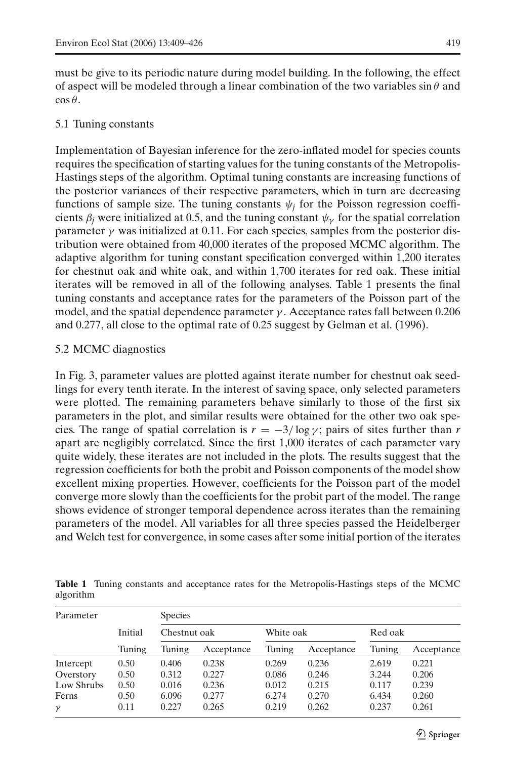must be give to its periodic nature during model building. In the following, the effect of aspect will be modeled through a linear combination of the two variables $\sin\theta$ and $\cos\theta$.

### 5.1 Tuning constants

Implementation of Bayesian inference for the zero-inflated model for species counts requires the specification of starting values for the tuning constants of the Metropolis-Hastings steps of the algorithm. Optimal tuning constants are increasing functions of the posterior variances of their respective parameters, which in turn are decreasing functions of sample size. The tuning constants $\psi_j$ for the Poisson regression coefficients $\beta_j$ were initialized at 0.5, and the tuning constant $\psi_\gamma$ for the spatial correlation parameter $\gamma$ was initialized at 0.11. For each species, samples from the posterior distribution were obtained from 40,000 iterates of the proposed MCMC algorithm. The adaptive algorithm for tuning constant specification converged within 1,200 iterates for chestnut oak and white oak, and within 1,700 iterates for red oak. These initial iterates will be removed in all of the following analyses. Table 1 presents the final tuning constants and acceptance rates for the parameters of the Poisson part of the model, and the spatial dependence parameter $\gamma$. Acceptance rates fall between 0.206 and 0.277, all close to the optimal rate of 0.25 suggest by Gelman et al. (1996).

### 5.2 MCMC diagnostics

In Fig. 3, parameter values are plotted against iterate number for chestnut oak seedlings for every tenth iterate. In the interest of saving space, only selected parameters were plotted. The remaining parameters behave similarly to those of the first six parameters in the plot, and similar results were obtained for the other two oak species. The range of spatial correlation is $r = -3/\log\gamma$; pairs of sites further than $r$ apart are negligibly correlated. Since the first 1,000 iterates of each parameter vary quite widely, these iterates are not included in the plots. The results suggest that the regression coefficients for both the probit and Poisson components of the model show excellent mixing properties. However, coefficients for the Poisson part of the model converge more slowly than the coefficients for the probit part of the model. The range shows evidence of stronger temporal dependence across iterates than the remaining parameters of the model. All variables for all three species passed the Heidelberger and Welch test for convergence, in some cases after some initial portion of the iterates

**Table 1** Tuning constants and acceptance rates for the Metropolis-Hastings steps of the MCMC algorithm

| Parameter | | Species | | | | | |
|---|---|---|---|---|---|---|---|
| | Initial | Chestnut oak | | White oak | | Red oak | |
| | Tuning | Tuning | Acceptance | Tuning | Acceptance | Tuning | Acceptance |
| Intercept | 0.50 | 0.406 | 0.238 | 0.269 | 0.236 | 2.619 | 0.221 |
| Overstory | 0.50 | 0.312 | 0.227 | 0.086 | 0.246 | 3.244 | 0.206 |
| Low Shrubs | 0.50 | 0.016 | 0.236 | 0.012 | 0.215 | 0.117 | 0.239 |
| Ferns | 0.50 | 6.096 | 0.277 | 6.274 | 0.270 | 6.434 | 0.260 |
| $\gamma$ | 0.11 | 0.227 | 0.265 | 0.219 | 0.262 | 0.237 | 0.261 |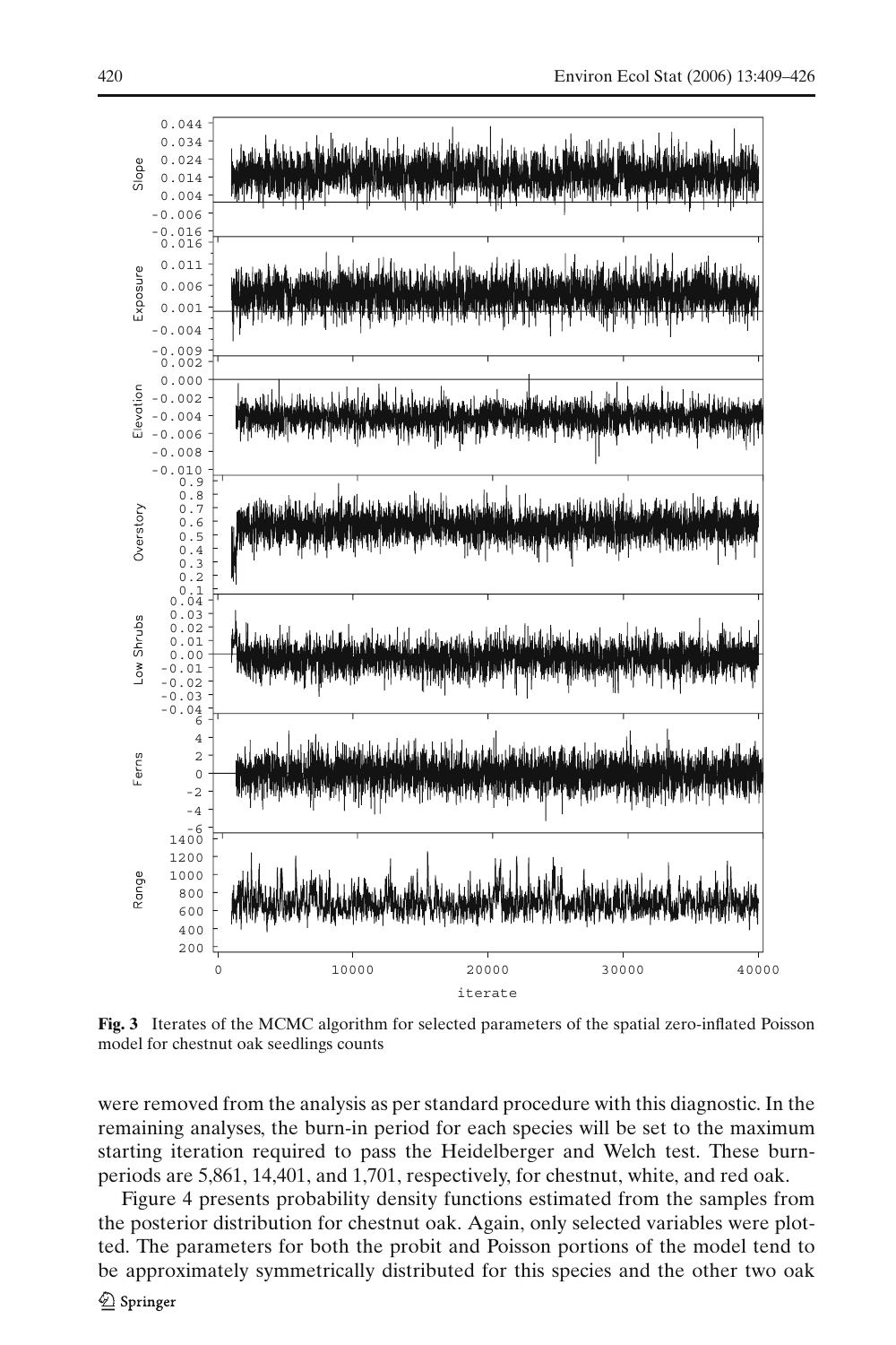**Fig. 3** Iterates of the MCMC algorithm for selected parameters of the spatial zero-inflated Poisson model for chestnut oak seedlings counts

were removed from the analysis as per standard procedure with this diagnostic. In the remaining analyses, the burn-in period for each species will be set to the maximum starting iteration required to pass the Heidelberger and Welch test. These burn-periods are 5,861, 14,401, and 1,701, respectively, for chestnut, white, and red oak.

Figure 4 presents probability density functions estimated from the samples from the posterior distribution for chestnut oak. Again, only selected variables were plotted. The parameters for both the probit and Poisson portions of the model tend to be approximately symmetrically distributed for this species and the other two oak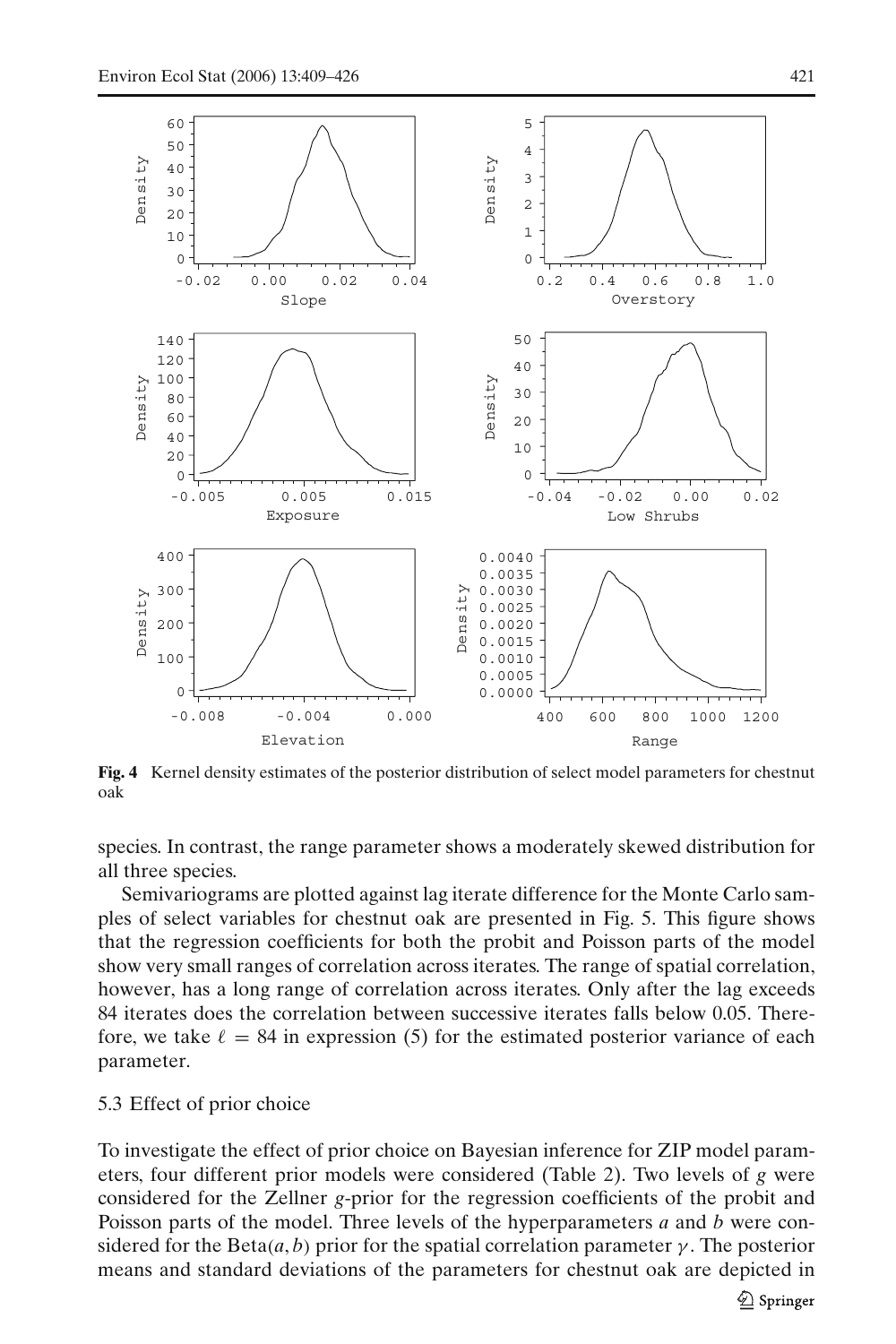**Fig. 4** Kernel density estimates of the posterior distribution of select model parameters for chestnut oak

species. In contrast, the range parameter shows a moderately skewed distribution for all three species.

Semivariograms are plotted against lag iterate difference for the Monte Carlo samples of select variables for chestnut oak are presented in Fig. 5. This figure shows that the regression coefficients for both the probit and Poisson parts of the model show very small ranges of correlation across iterates. The range of spatial correlation, however, has a long range of correlation across iterates. Only after the lag exceeds 84 iterates does the correlation between successive iterates falls below 0.05. Therefore, we take $\ell = 84$ in expression (5) for the estimated posterior variance of each parameter.

### 5.3 Effect of prior choice

To investigate the effect of prior choice on Bayesian inference for ZIP model parameters, four different prior models were considered (Table 2). Two levels of $g$ were considered for the Zellner $g$-prior for the regression coefficients of the probit and Poisson parts of the model. Three levels of the hyperparameters $a$ and $b$ were considered for the Beta$(a, b)$ prior for the spatial correlation parameter $\gamma$. The posterior means and standard deviations of the parameters for chestnut oak are depicted in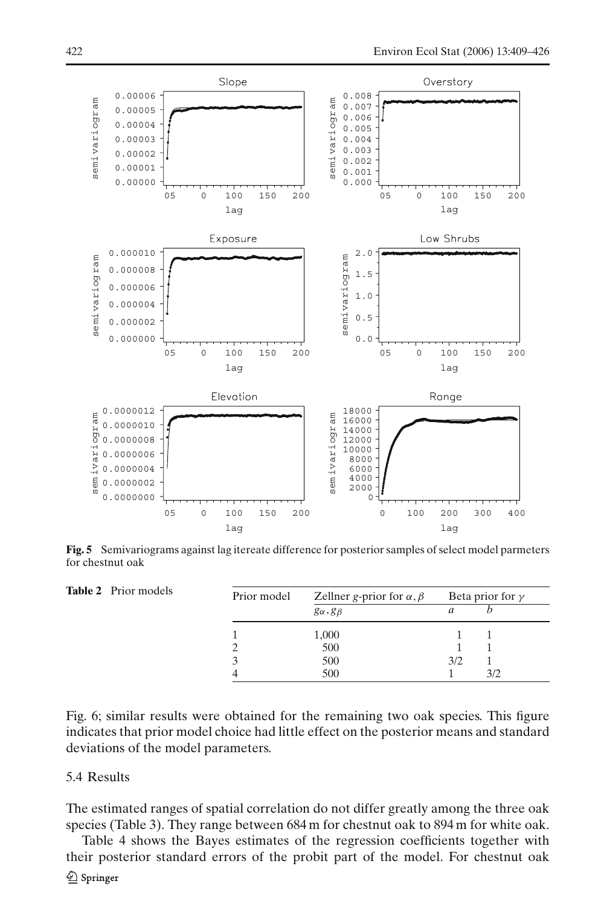**Fig. 5** Semivariograms against lag itereate difference for posterior samples of select model parmeters for chestnut oak

**Table 2** Prior models

| Prior model | Zellner $g$-prior for $\alpha, \beta$ | Beta prior for $\gamma$ | |
|---|---|---|---|
| | $g_\alpha, g_\beta$ | $a$ | $b$ |
| 1 | 1,000 | 1 | 1 |
| 2 | 500 | 1 | 1 |
| 3 | 500 | 3/2 | 1 |
| 4 | 500 | 1 | 3/2 |

Fig. 6; similar results were obtained for the remaining two oak species. This figure indicates that prior model choice had little effect on the posterior means and standard deviations of the model parameters.

### 5.4 Results

The estimated ranges of spatial correlation do not differ greatly among the three oak species (Table 3). They range between 684 m for chestnut oak to 894 m for white oak.

Table 4 shows the Bayes estimates of the regression coefficients together with their posterior standard errors of the probit part of the model. For chestnut oak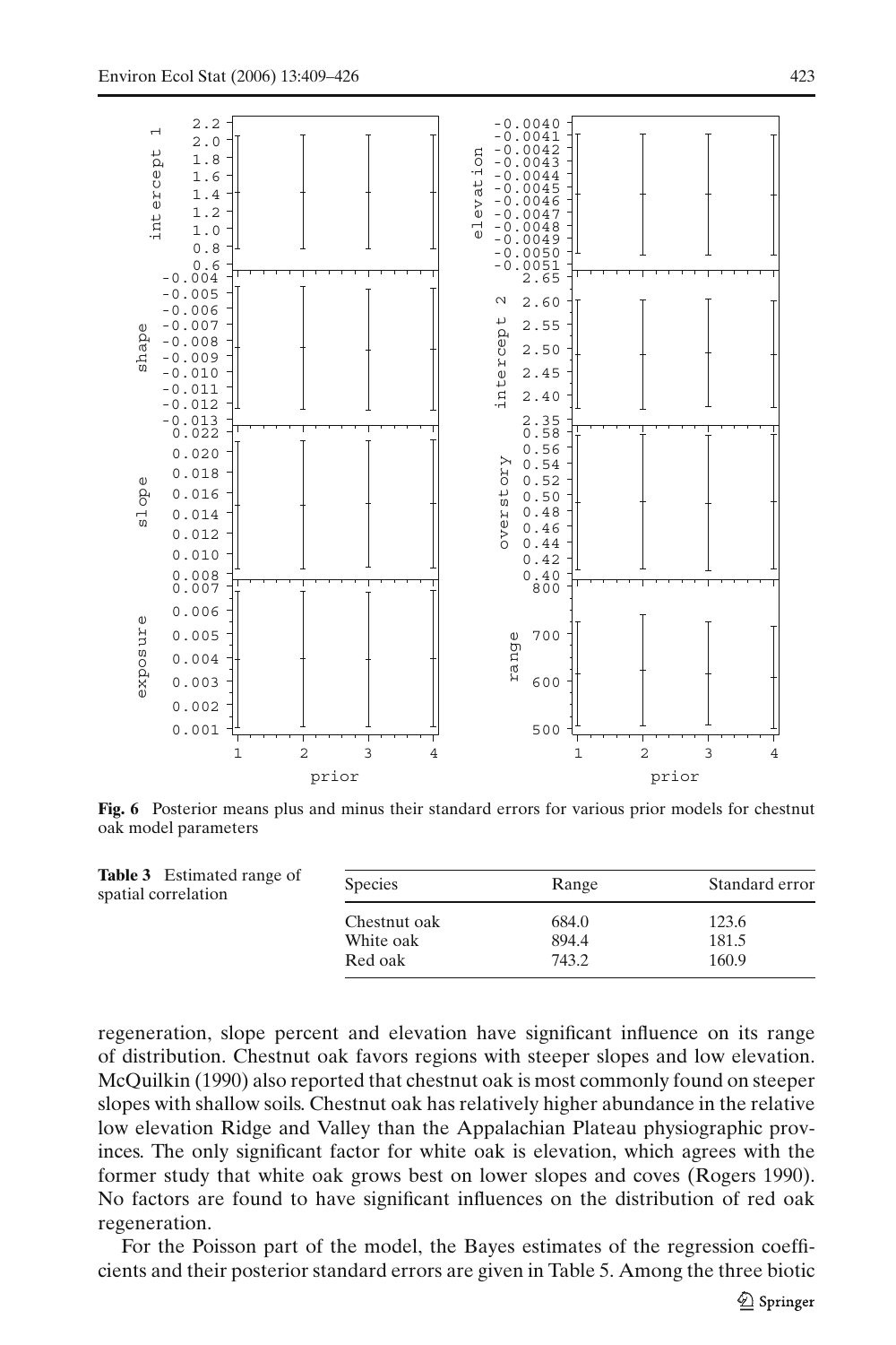**Fig. 6** Posterior means plus and minus their standard errors for various prior models for chestnut oak model parameters

**Table 3** Estimated range of spatial correlation

| Species | Range | Standard error |
|---|---|---|
| Chestnut oak | 684.0 | 123.6 |
| White oak | 894.4 | 181.5 |
| Red oak | 743.2 | 160.9 |

regeneration, slope percent and elevation have significant influence on its range of distribution. Chestnut oak favors regions with steeper slopes and low elevation. McQuilkin (1990) also reported that chestnut oak is most commonly found on steeper slopes with shallow soils. Chestnut oak has relatively higher abundance in the relative low elevation Ridge and Valley than the Appalachian Plateau physiographic provinces. The only significant factor for white oak is elevation, which agrees with the former study that white oak grows best on lower slopes and coves (Rogers 1990). No factors are found to have significant influences on the distribution of red oak regeneration.

For the Poisson part of the model, the Bayes estimates of the regression coefficients and their posterior standard errors are given in Table 5. Among the three biotic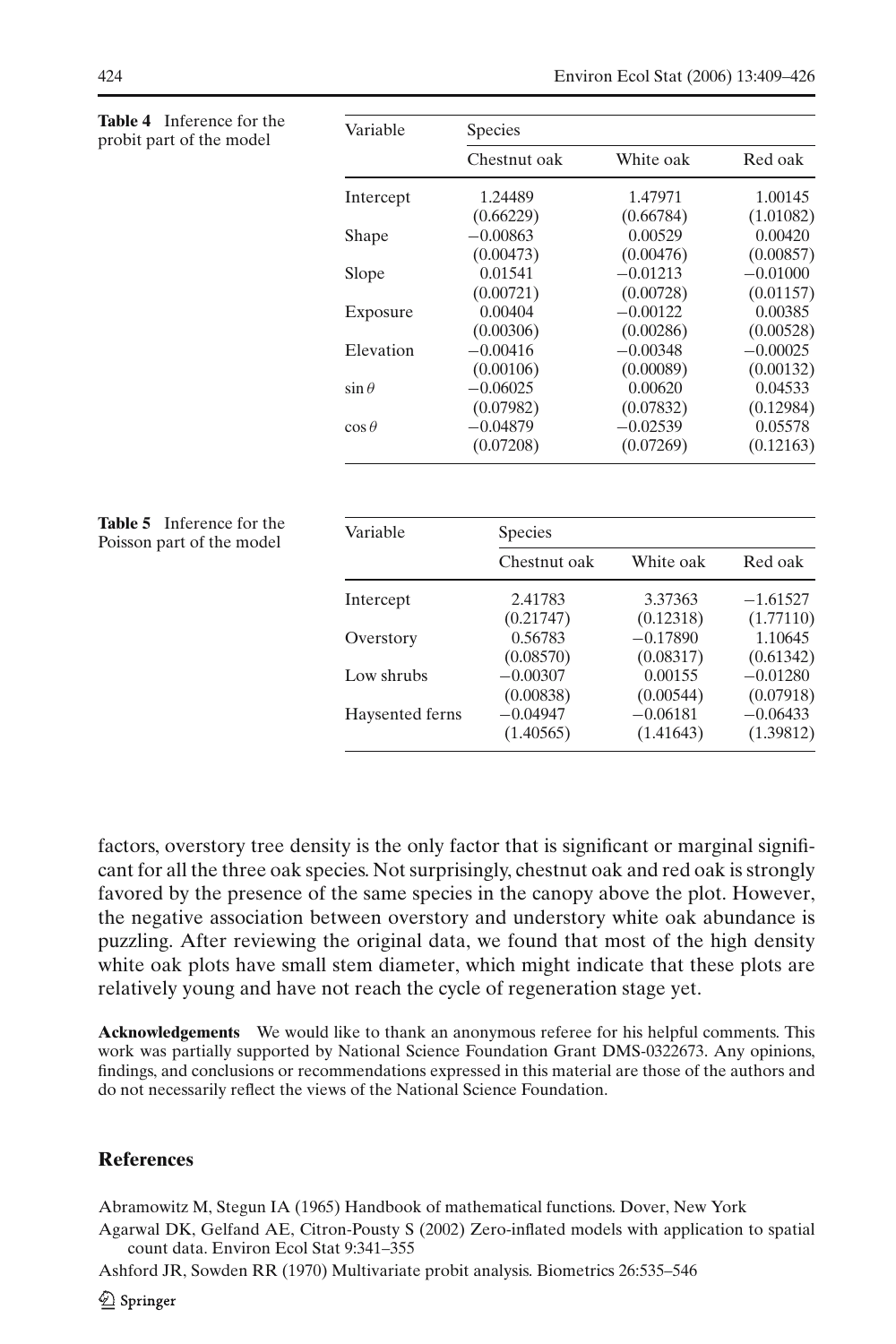**Table 4** Inference for the probit part of the model

| Variable | Species | | |
|---|---|---|---|
| | Chestnut oak | White oak | Red oak |
| Intercept | 1.24489 | 1.47971 | 1.00145 |
| | (0.66229) | (0.66784) | (1.01082) |
| Shape | −0.00863 | 0.00529 | 0.00420 |
| | (0.00473) | (0.00476) | (0.00857) |
| Slope | 0.01541 | −0.01213 | −0.01000 |
| | (0.00721) | (0.00728) | (0.01157) |
| Exposure | 0.00404 | −0.00122 | 0.00385 |
| | (0.00306) | (0.00286) | (0.00528) |
| Elevation | −0.00416 | −0.00348 | −0.00025 |
| | (0.00106) | (0.00089) | (0.00132) |
| $\sin\theta$ | −0.06025 | 0.00620 | 0.04533 |
| | (0.07982) | (0.07832) | (0.12984) |
| $\cos\theta$ | −0.04879 | −0.02539 | 0.05578 |
| | (0.07208) | (0.07269) | (0.12163) |

**Table 5** Inference for the Poisson part of the model

| Variable | Species | | |
|---|---|---|---|
| | Chestnut oak | White oak | Red oak |
| Intercept | 2.41783 | 3.37363 | −1.61527 |
| | (0.21747) | (0.12318) | (1.77110) |
| Overstory | 0.56783 | −0.17890 | 1.10645 |
| | (0.08570) | (0.08317) | (0.61342) |
| Low shrubs | −0.00307 | 0.00155 | −0.01280 |
| | (0.00838) | (0.00544) | (0.07918) |
| Haysented ferns | −0.04947 | −0.06181 | −0.06433 |
| | (1.40565) | (1.41643) | (1.39812) |

factors, overstory tree density is the only factor that is significant or marginal significant for all the three oak species. Not surprisingly, chestnut oak and red oak is strongly favored by the presence of the same species in the canopy above the plot. However, the negative association between overstory and understory white oak abundance is puzzling. After reviewing the original data, we found that most of the high density white oak plots have small stem diameter, which might indicate that these plots are relatively young and have not reach the cycle of regeneration stage yet.

**Acknowledgements** We would like to thank an anonymous referee for his helpful comments. This work was partially supported by National Science Foundation Grant DMS-0322673. Any opinions, findings, and conclusions or recommendations expressed in this material are those of the authors and do not necessarily reflect the views of the National Science Foundation.

## References

Abramowitz M, Stegun IA (1965) Handbook of mathematical functions. Dover, New York

Agarwal DK, Gelfand AE, Citron-Pousty S (2002) Zero-inflated models with application to spatial count data. Environ Ecol Stat 9:341–355

Ashford JR, Sowden RR (1970) Multivariate probit analysis. Biometrics 26:535–546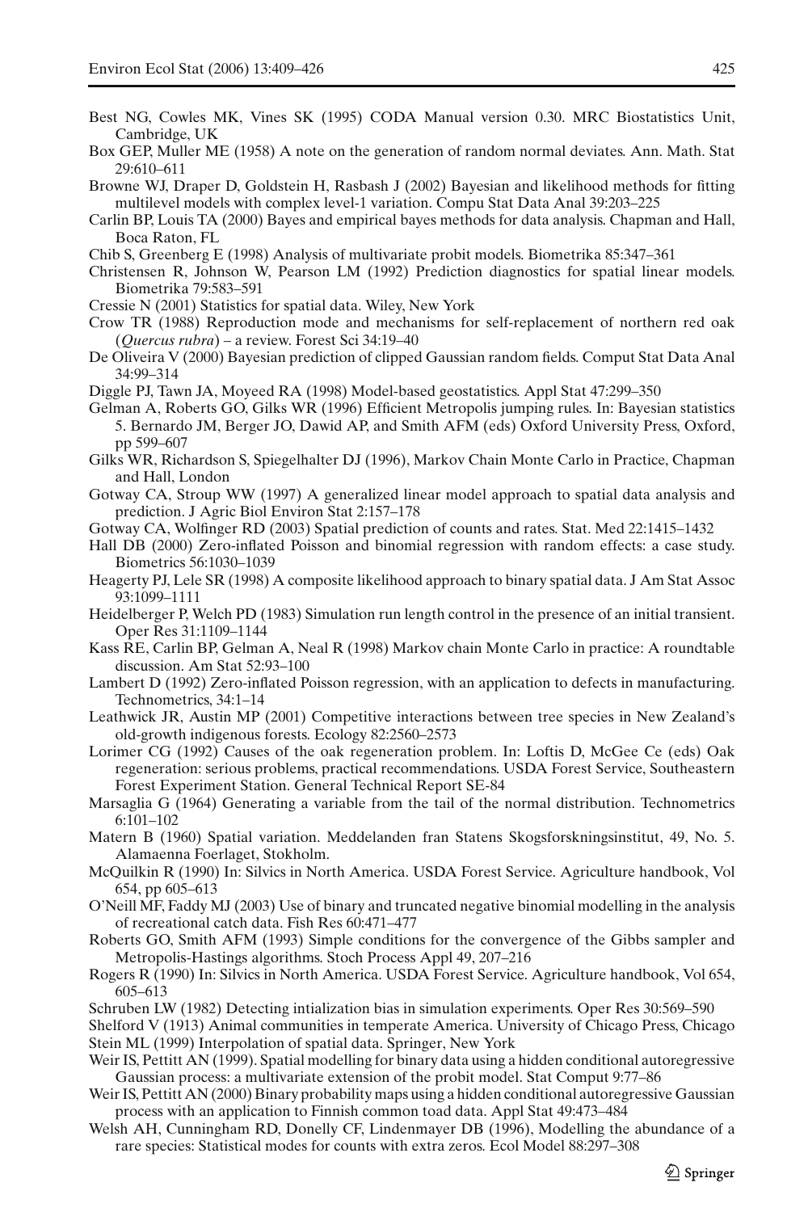Best NG, Cowles MK, Vines SK (1995) CODA Manual version 0.30. MRC Biostatistics Unit, Cambridge, UK

Box GEP, Muller ME (1958) A note on the generation of random normal deviates. Ann. Math. Stat 29:610–611

Browne WJ, Draper D, Goldstein H, Rasbash J (2002) Bayesian and likelihood methods for fitting multilevel models with complex level-1 variation. Compu Stat Data Anal 39:203–225

Carlin BP, Louis TA (2000) Bayes and empirical bayes methods for data analysis. Chapman and Hall, Boca Raton, FL

Chib S, Greenberg E (1998) Analysis of multivariate probit models. Biometrika 85:347–361

Christensen R, Johnson W, Pearson LM (1992) Prediction diagnostics for spatial linear models. Biometrika 79:583–591

Cressie N (2001) Statistics for spatial data. Wiley, New York

Crow TR (1988) Reproduction mode and mechanisms for self-replacement of northern red oak (*Quercus rubra*) – a review. Forest Sci 34:19–40

De Oliveira V (2000) Bayesian prediction of clipped Gaussian random fields. Comput Stat Data Anal 34:99–314

Diggle PJ, Tawn JA, Moyeed RA (1998) Model-based geostatistics. Appl Stat 47:299–350

Gelman A, Roberts GO, Gilks WR (1996) Efficient Metropolis jumping rules. In: Bayesian statistics 5. Bernardo JM, Berger JO, Dawid AP, and Smith AFM (eds) Oxford University Press, Oxford, pp 599–607

Gilks WR, Richardson S, Spiegelhalter DJ (1996), Markov Chain Monte Carlo in Practice, Chapman and Hall, London

Gotway CA, Stroup WW (1997) A generalized linear model approach to spatial data analysis and prediction. J Agric Biol Environ Stat 2:157–178

Gotway CA, Wolfinger RD (2003) Spatial prediction of counts and rates. Stat. Med 22:1415–1432

Hall DB (2000) Zero-inflated Poisson and binomial regression with random effects: a case study. Biometrics 56:1030–1039

Heagerty PJ, Lele SR (1998) A composite likelihood approach to binary spatial data. J Am Stat Assoc 93:1099–1111

Heidelberger P, Welch PD (1983) Simulation run length control in the presence of an initial transient. Oper Res 31:1109–1144

Kass RE, Carlin BP, Gelman A, Neal R (1998) Markov chain Monte Carlo in practice: A roundtable discussion. Am Stat 52:93–100

Lambert D (1992) Zero-inflated Poisson regression, with an application to defects in manufacturing. Technometrics, 34:1–14

Leathwick JR, Austin MP (2001) Competitive interactions between tree species in New Zealand's old-growth indigenous forests. Ecology 82:2560–2573

Lorimer CG (1992) Causes of the oak regeneration problem. In: Loftis D, McGee Ce (eds) Oak regeneration: serious problems, practical recommendations. USDA Forest Service, Southeastern Forest Experiment Station. General Technical Report SE-84

Marsaglia G (1964) Generating a variable from the tail of the normal distribution. Technometrics 6:101–102

Matern B (1960) Spatial variation. Meddelanden fran Statens Skogsforskningsinstitut, 49, No. 5. Alamaenna Foerlaget, Stokholm.

McQuilkin R (1990) In: Silvics in North America. USDA Forest Service. Agriculture handbook, Vol 654, pp 605–613

O'Neill MF, Faddy MJ (2003) Use of binary and truncated negative binomial modelling in the analysis of recreational catch data. Fish Res 60:471–477

Roberts GO, Smith AFM (1993) Simple conditions for the convergence of the Gibbs sampler and Metropolis-Hastings algorithms. Stoch Process Appl 49, 207–216

Rogers R (1990) In: Silvics in North America. USDA Forest Service. Agriculture handbook, Vol 654, 605–613

Schruben LW (1982) Detecting intialization bias in simulation experiments. Oper Res 30:569–590

Shelford V (1913) Animal communities in temperate America. University of Chicago Press, Chicago

Stein ML (1999) Interpolation of spatial data. Springer, New York

Weir IS, Pettitt AN (1999). Spatial modelling for binary data using a hidden conditional autoregressive Gaussian process: a multivariate extension of the probit model. Stat Comput 9:77–86

Weir IS, Pettitt AN (2000) Binary probability maps using a hidden conditional autoregressive Gaussian process with an application to Finnish common toad data. Appl Stat 49:473–484

Welsh AH, Cunningham RD, Donelly CF, Lindenmayer DB (1996), Modelling the abundance of a rare species: Statistical modes for counts with extra zeros. Ecol Model 88:297–308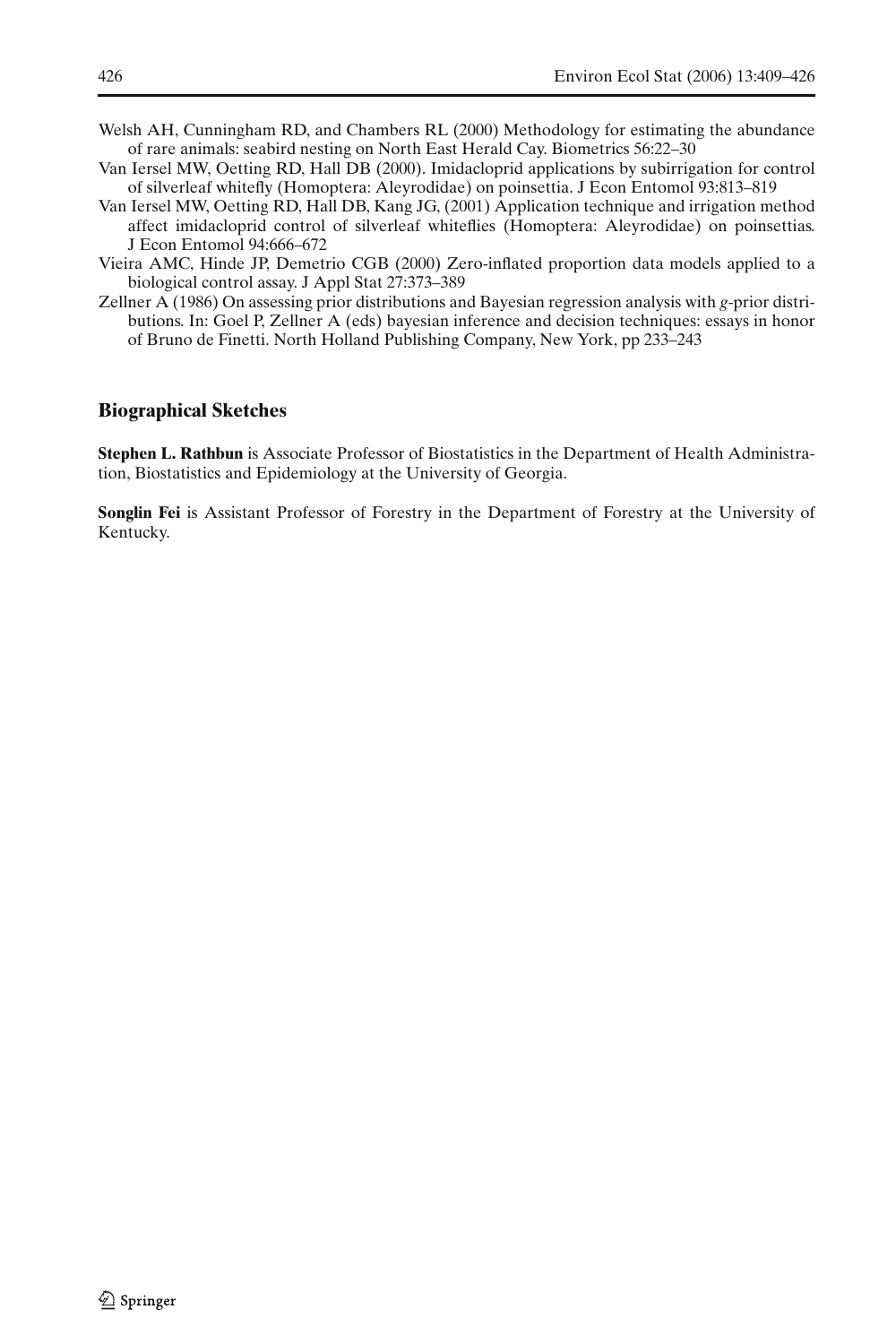Welsh AH, Cunningham RD, and Chambers RL (2000) Methodology for estimating the abundance of rare animals: seabird nesting on North East Herald Cay. Biometrics 56:22–30

Van Iersel MW, Oetting RD, Hall DB (2000). Imidacloprid applications by subirrigation for control of silverleaf whitefly (Homoptera: Aleyrodidae) on poinsettia. J Econ Entomol 93:813–819

Van Iersel MW, Oetting RD, Hall DB, Kang JG, (2001) Application technique and irrigation method affect imidacloprid control of silverleaf whiteflies (Homoptera: Aleyrodidae) on poinsettias. J Econ Entomol 94:666–672

Vieira AMC, Hinde JP, Demetrio CGB (2000) Zero-inflated proportion data models applied to a biological control assay. J Appl Stat 27:373–389

Zellner A (1986) On assessing prior distributions and Bayesian regression analysis with *g*-prior distributions. In: Goel P, Zellner A (eds) bayesian inference and decision techniques: essays in honor of Bruno de Finetti. North Holland Publishing Company, New York, pp 233–243

## Biographical Sketches

**Stephen L. Rathbun** is Associate Professor of Biostatistics in the Department of Health Administration, Biostatistics and Epidemiology at the University of Georgia.

**Songlin Fei** is Assistant Professor of Forestry in the Department of Forestry at the University of Kentucky.